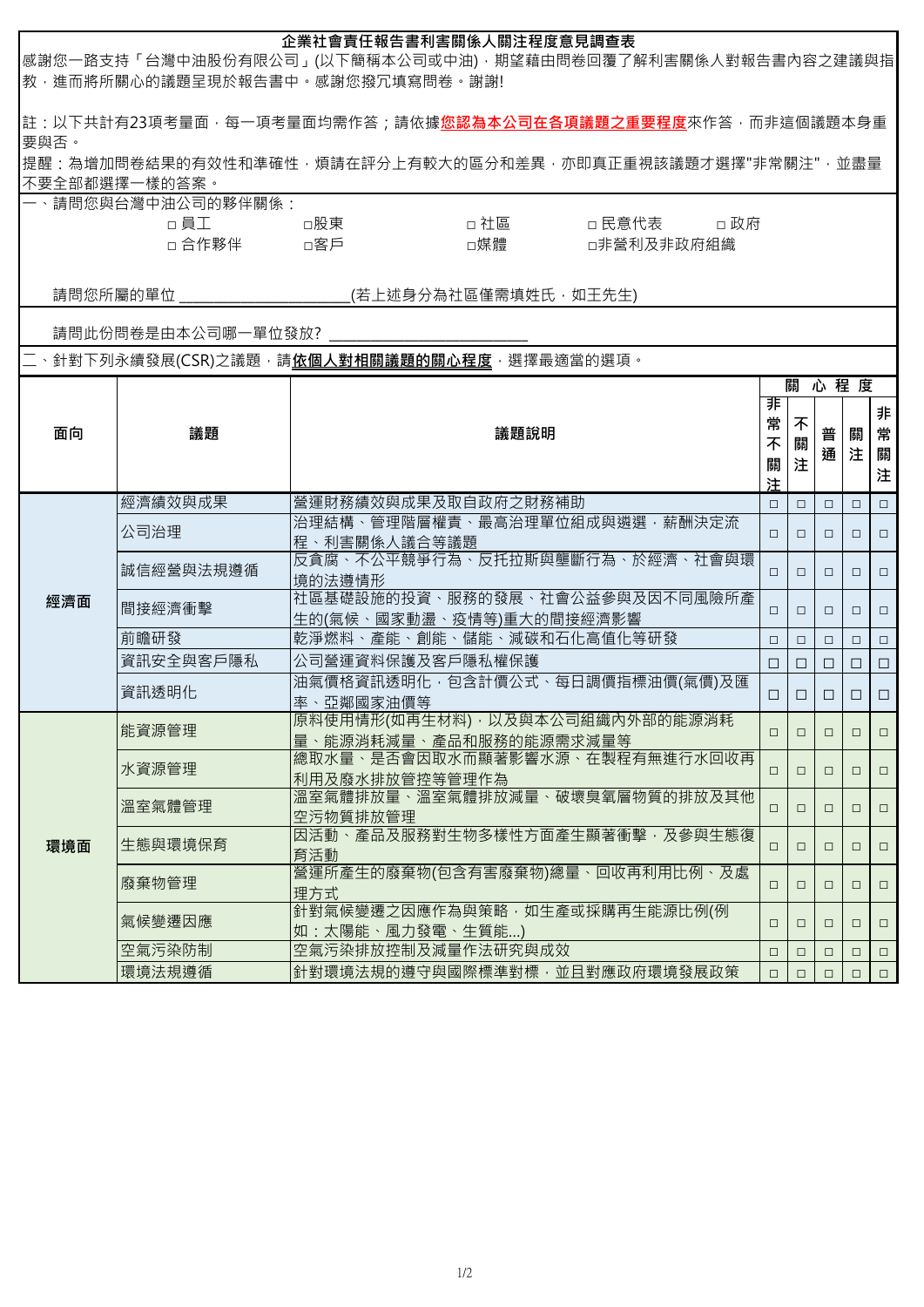# 企業社會責任報告書利害關係人關注程度意見調查表

感謝您一路支持「台灣中油股份有限公司」(以下簡稱本公司或中油)，期望藉由問卷回覆了解利害關係人對報告書內容之建議與指教，進而將所關心的議題呈現於報告書中。感謝您撥冗填寫問卷。謝謝!

註：以下共計有23項考量面，每一項考量面均需作答；請依據**您認為本公司在各項議題之重要程度**來作答，而非這個議題本身重要與否。

提醒：為增加問卷結果的有效性和準確性，煩請在評分上有較大的區分和差異，亦即真正重視該議題才選擇"非常關注"，並盡量不要全部都選擇一樣的答案。

一、請問您與台灣中油公司的夥伴關係：

□ 員工　□股東　□ 社區　□ 民意代表　□ 政府

□ 合作夥伴　□客戶　□媒體　□非營利及非政府組織

請問您所屬的單位 ____________________(若上述身分為社區僅需填姓氏，如王先生)

請問此份問卷是由本公司哪一單位發放? ________________________

二、針對下列永續發展(CSR)之議題，請**依個人對相關議題的關心程度**，選擇最適當的選項。

| 面向 | 議題 | 議題說明 | 關心程度 | | | | |
|---|---|---|---|---|---|---|---|
| | | | 非常不關注 | 不關注 | 普通 | 關注 | 非常關注 |
| 經濟面 | 經濟績效與成果 | 營運財務績效與成果及取自政府之財務補助 | □ | □ | □ | □ | □ |
| | 公司治理 | 治理結構、管理階層權責、最高治理單位組成與遴選，薪酬決定流程、利害關係人議合等議題 | □ | □ | □ | □ | □ |
| | 誠信經營與法規遵循 | 反貪腐、不公平競爭行為、反托拉斯與壟斷行為、於經濟、社會與環境的法遵情形 | □ | □ | □ | □ | □ |
| | 間接經濟衝擊 | 社區基礎設施的投資、服務的發展、社會公益參與及因不同風險所產生的(氣候、國家動盪、疫情等)重大的間接經濟影響 | □ | □ | □ | □ | □ |
| | 前瞻研發 | 乾淨燃料、產能、創能、儲能、減碳和石化高值化等研發 | □ | □ | □ | □ | □ |
| | 資訊安全與客戶隱私 | 公司營運資料保護及客戶隱私權保護 | □ | □ | □ | □ | □ |
| | 資訊透明化 | 油氣價格資訊透明化，包含計價公式、每日調價指標油價(氣價)及匯率、亞鄰國家油價等 | □ | □ | □ | □ | □ |
| 環境面 | 能資源管理 | 原料使用情形(如再生材料)，以及與本公司組織內外部的能源消耗量、能源消耗減量、產品和服務的能源需求減量等 | □ | □ | □ | □ | □ |
| | 水資源管理 | 總取水量、是否會因取水而顯著影響水源、在製程有無進行水回收再利用及廢水排放管控等管理作為 | □ | □ | □ | □ | □ |
| | 溫室氣體管理 | 溫室氣體排放量、溫室氣體排放減量、破壞臭氧層物質的排放及其他空污物質排放管理 | □ | □ | □ | □ | □ |
| | 生態與環境保育 | 因活動、產品及服務對生物多樣性方面產生顯著衝擊，及參與生態復育活動 | □ | □ | □ | □ | □ |
| | 廢棄物管理 | 營運所產生的廢棄物(包含有害廢棄物)總量、回收再利用比例、及處理方式 | □ | □ | □ | □ | □ |
| | 氣候變遷因應 | 針對氣候變遷之因應作為與策略，如生產或採購再生能源比例(例如：太陽能、風力發電、生質能...) | □ | □ | □ | □ | □ |
| | 空氣污染防制 | 空氣污染排放控制及減量作法研究與成效 | □ | □ | □ | □ | □ |
| | 環境法規遵循 | 針對環境法規的遵守與國際標準對標，並且對應政府環境發展政策 | □ | □ | □ | □ | □ |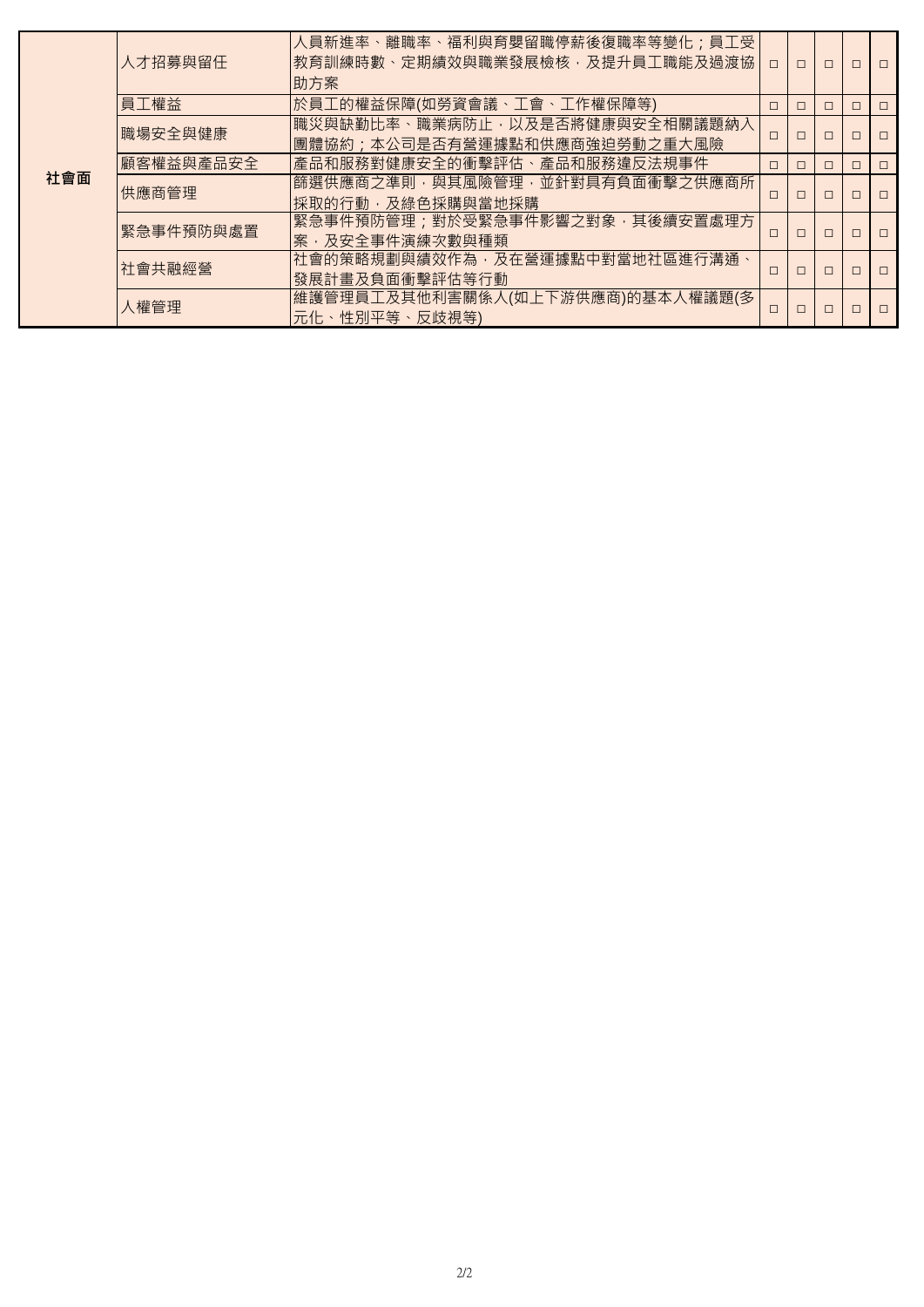| | | | | | | | |
|---|---|---|---|---|---|---|---|
| 社會面 | 人才招募與留任 | 人員新進率、離職率、福利與育嬰留職停薪後復職率等變化；員工受教育訓練時數、定期績效與職業發展檢核，及提升員工職能及過渡協助方案 | □ | □ | □ | □ | □ |
| | 員工權益 | 於員工的權益保障(如勞資會議、工會、工作權保障等) | □ | □ | □ | □ | □ |
| | 職場安全與健康 | 職災與缺勤比率、職業病防止，以及是否將健康與安全相關議題納入團體協約；本公司是否有營運據點和供應商強迫勞動之重大風險 | □ | □ | □ | □ | □ |
| | 顧客權益與產品安全 | 產品和服務對健康安全的衝擊評估、產品和服務違反法規事件 | □ | □ | □ | □ | □ |
| | 供應商管理 | 篩選供應商之準則，與其風險管理，並針對具有負面衝擊之供應商所採取的行動，及綠色採購與當地採購 | □ | □ | □ | □ | □ |
| | 緊急事件預防與處置 | 緊急事件預防管理；對於受緊急事件影響之對象，其後續安置處理方案，及安全事件演練次數與種類 | □ | □ | □ | □ | □ |
| | 社會共融經營 | 社會的策略規劃與績效作為，及在營運據點中對當地社區進行溝通、發展計畫及負面衝擊評估等行動 | □ | □ | □ | □ | □ |
| | 人權管理 | 維護管理員工及其他利害關係人(如上下游供應商)的基本人權議題(多元化、性別平等、反歧視等) | □ | □ | □ | □ | □ |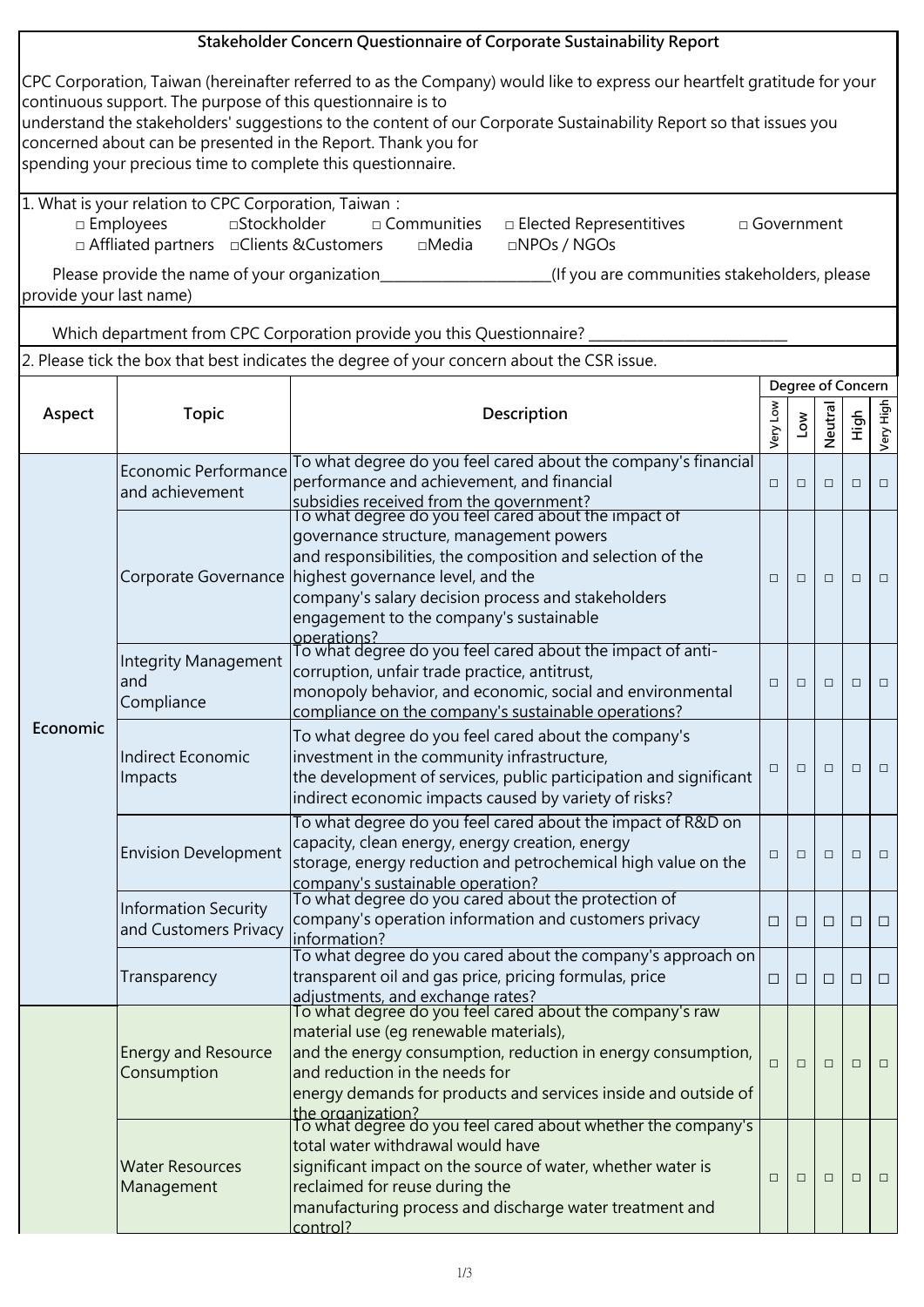**Stakeholder Concern Questionnaire of Corporate Sustainability Report**

CPC Corporation, Taiwan (hereinafter referred to as the Company) would like to express our heartfelt gratitude for your continuous support. The purpose of this questionnaire is to understand the stakeholders' suggestions to the content of our Corporate Sustainability Report so that issues you concerned about can be presented in the Report. Thank you for spending your precious time to complete this questionnaire.

1. What is your relation to CPC Corporation, Taiwan：

□ Employees □Stockholder □ Communities □ Elected Representitives □ Government
□ Affliated partners □Clients &Customers □Media □NPOs / NGOs

Please provide the name of your organization______________________(If you are communities stakeholders, please provide your last name)

Which department from CPC Corporation provide you this Questionnaire? ___________________________

2. Please tick the box that best indicates the degree of your concern about the CSR issue.

| Aspect | Topic | Description | Degree of Concern | | | | |
|---|---|---|---|---|---|---|---|
| | | | Very Low | Low | Neutral | High | Very High |
| Economic | Economic Performance and achievement | To what degree do you feel cared about the company's financial performance and achievement, and financial subsidies received from the government? | □ | □ | □ | □ | □ |
| | Corporate Governance | To what degree do you feel cared about the impact of governance structure, management powers and responsibilities, the composition and selection of the highest governance level, and the company's salary decision process and stakeholders engagement to the company's sustainable operations? | □ | □ | □ | □ | □ |
| | Integrity Management and Compliance | To what degree do you feel cared about the impact of anti-corruption, unfair trade practice, antitrust, monopoly behavior, and economic, social and environmental compliance on the company's sustainable operations? | □ | □ | □ | □ | □ |
| | Indirect Economic Impacts | To what degree do you feel cared about the company's investment in the community infrastructure, the development of services, public participation and significant indirect economic impacts caused by variety of risks? | □ | □ | □ | □ | □ |
| | Envision Development | To what degree do you feel cared about the impact of R&D on capacity, clean energy, energy creation, energy storage, energy reduction and petrochemical high value on the company's sustainable operation? | □ | □ | □ | □ | □ |
| | Information Security and Customers Privacy | To what degree do you cared about the protection of company's operation information and customers privacy information? | □ | □ | □ | □ | □ |
| | Transparency | To what degree do you cared about the company's approach on transparent oil and gas price, pricing formulas, price adjustments, and exchange rates? | □ | □ | □ | □ | □ |
| | Energy and Resource Consumption | To what degree do you feel cared about the company's raw material use (eg renewable materials), and the energy consumption, reduction in energy consumption, and reduction in the needs for energy demands for products and services inside and outside of the organization? | □ | □ | □ | □ | □ |
| | Water Resources Management | To what degree do you feel cared about whether the company's total water withdrawal would have significant impact on the source of water, whether water is reclaimed for reuse during the manufacturing process and discharge water treatment and control? | □ | □ | □ | □ | □ |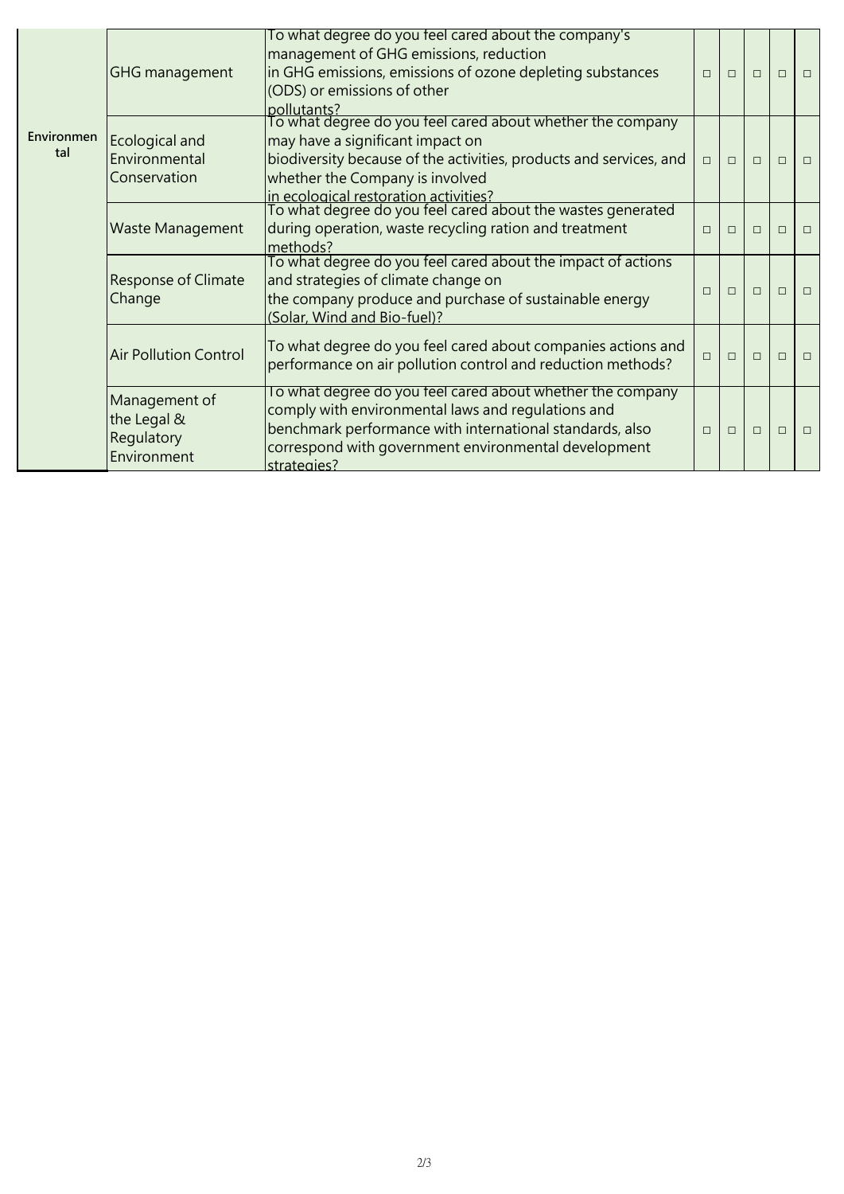| | | | | | | | |
|---|---|---|---|---|---|---|---|
| **Environmental** | GHG management | To what degree do you feel cared about the company's management of GHG emissions, reduction in GHG emissions, emissions of ozone depleting substances (ODS) or emissions of other pollutants? | □ | □ | □ | □ | □ |
| | Ecological and Environmental Conservation | To what degree do you feel cared about whether the company may have a significant impact on biodiversity because of the activities, products and services, and whether the Company is involved in ecological restoration activities? | □ | □ | □ | □ | □ |
| | Waste Management | To what degree do you feel cared about the wastes generated during operation, waste recycling ration and treatment methods? | □ | □ | □ | □ | □ |
| | Response of Climate Change | To what degree do you feel cared about the impact of actions and strategies of climate change on the company produce and purchase of sustainable energy (Solar, Wind and Bio-fuel)? | □ | □ | □ | □ | □ |
| | Air Pollution Control | To what degree do you feel cared about companies actions and performance on air pollution control and reduction methods? | □ | □ | □ | □ | □ |
| | Management of the Legal & Regulatory Environment | To what degree do you feel cared about whether the company comply with environmental laws and regulations and benchmark performance with international standards, also correspond with government environmental development strategies? | □ | □ | □ | □ | □ |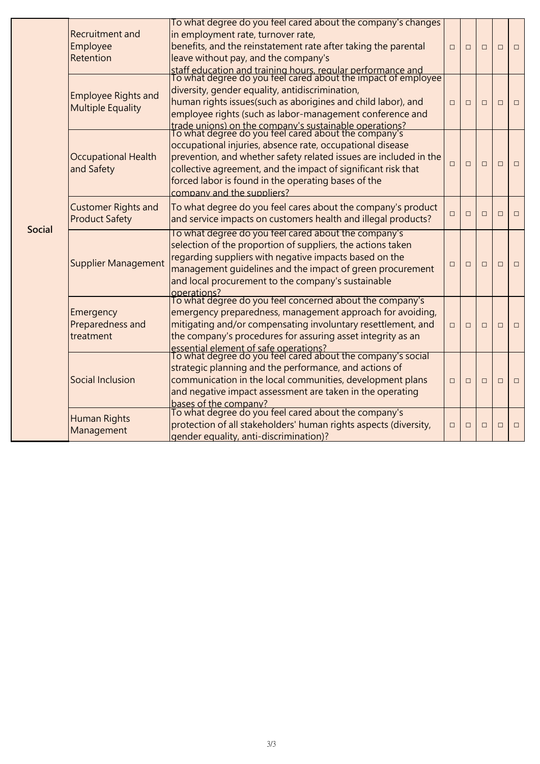| | | | | | | | |
|---|---|---|---|---|---|---|---|
| Social | Recruitment and Employee Retention | To what degree do you feel cared about the company's changes in employment rate, turnover rate, benefits, and the reinstatement rate after taking the parental leave without pay, and the company's staff education and training hours, regular performance and | □ | □ | □ | □ | □ |
| | Employee Rights and Multiple Equality | To what degree do you feel cared about the impact of employee diversity, gender equality, antidiscrimination, human rights issues(such as aborigines and child labor), and employee rights (such as labor-management conference and trade unions) on the company's sustainable operations? | □ | □ | □ | □ | □ |
| | Occupational Health and Safety | To what degree do you feel cared about the company's occupational injuries, absence rate, occupational disease prevention, and whether safety related issues are included in the collective agreement, and the impact of significant risk that forced labor is found in the operating bases of the company and the suppliers? | □ | □ | □ | □ | □ |
| | Customer Rights and Product Safety | To what degree do you feel cares about the company's product and service impacts on customers health and illegal products? | □ | □ | □ | □ | □ |
| | Supplier Management | To what degree do you feel cared about the company's selection of the proportion of suppliers, the actions taken regarding suppliers with negative impacts based on the management guidelines and the impact of green procurement and local procurement to the company's sustainable operations? | □ | □ | □ | □ | □ |
| | Emergency Preparedness and treatment | To what degree do you feel concerned about the company's emergency preparedness, management approach for avoiding, mitigating and/or compensating involuntary resettlement, and the company's procedures for assuring asset integrity as an essential element of safe operations? | □ | □ | □ | □ | □ |
| | Social Inclusion | To what degree do you feel cared about the company's social strategic planning and the performance, and actions of communication in the local communities, development plans and negative impact assessment are taken in the operating bases of the company? | □ | □ | □ | □ | □ |
| | Human Rights Management | To what degree do you feel cared about the company's protection of all stakeholders' human rights aspects (diversity, gender equality, anti-discrimination)? | □ | □ | □ | □ | □ |